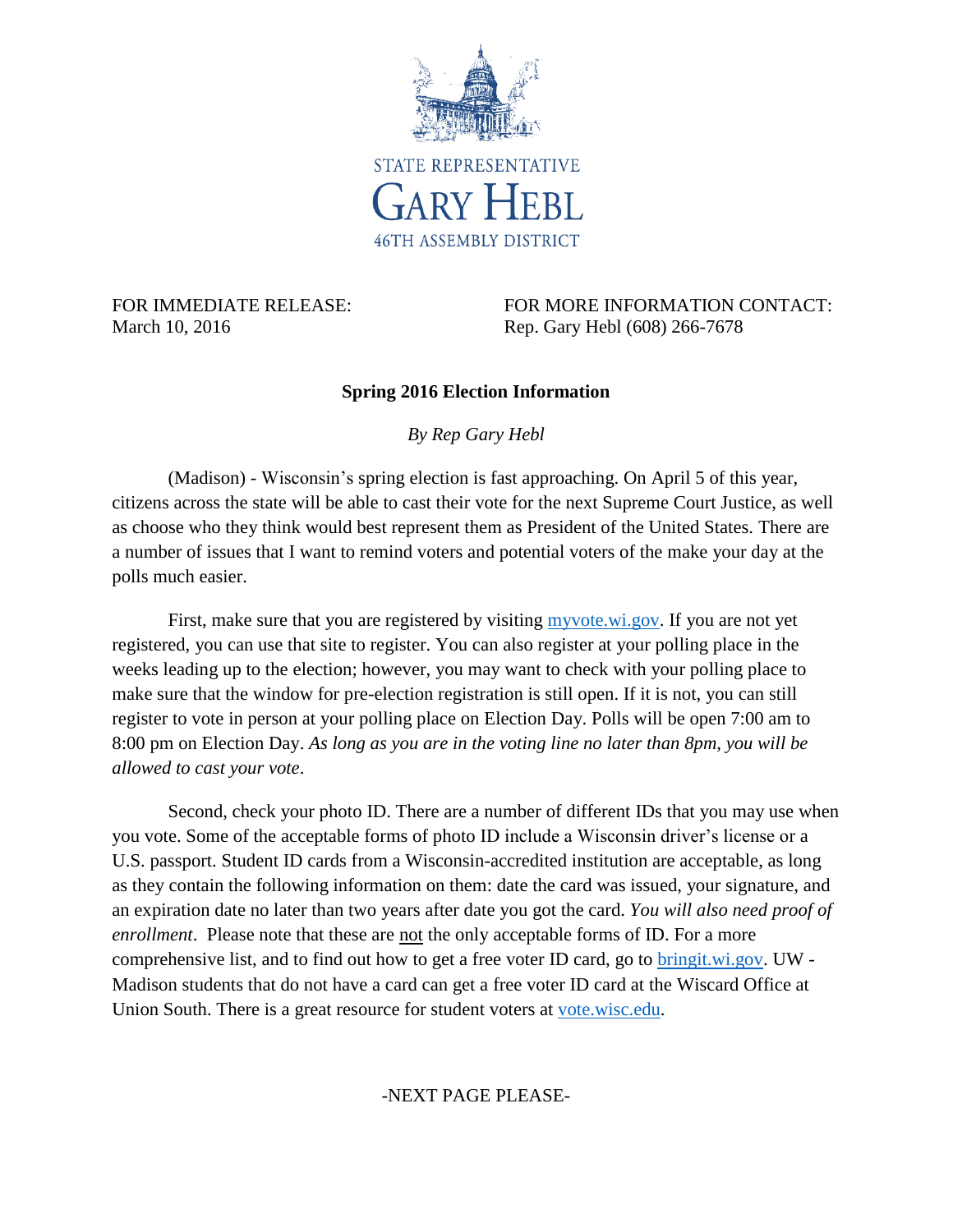STATE REPRESENTATIVE

**GARY HEBL**

46TH ASSEMBLY DISTRICT

FOR IMMEDIATE RELEASE:
March 10, 2016

FOR MORE INFORMATION CONTACT:
Rep. Gary Hebl (608) 266-7678

## Spring 2016 Election Information

*By Rep Gary Hebl*

(Madison) - Wisconsin's spring election is fast approaching. On April 5 of this year, citizens across the state will be able to cast their vote for the next Supreme Court Justice, as well as choose who they think would best represent them as President of the United States. There are a number of issues that I want to remind voters and potential voters of the make your day at the polls much easier.

First, make sure that you are registered by visiting [myvote.wi.gov](myvote.wi.gov). If you are not yet registered, you can use that site to register. You can also register at your polling place in the weeks leading up to the election; however, you may want to check with your polling place to make sure that the window for pre-election registration is still open. If it is not, you can still register to vote in person at your polling place on Election Day. Polls will be open 7:00 am to 8:00 pm on Election Day. *As long as you are in the voting line no later than 8pm, you will be allowed to cast your vote*.

Second, check your photo ID. There are a number of different IDs that you may use when you vote. Some of the acceptable forms of photo ID include a Wisconsin driver's license or a U.S. passport. Student ID cards from a Wisconsin-accredited institution are acceptable, as long as they contain the following information on them: date the card was issued, your signature, and an expiration date no later than two years after date you got the card. *You will also need proof of enrollment*. Please note that these are not the only acceptable forms of ID. For a more comprehensive list, and to find out how to get a free voter ID card, go to [bringit.wi.gov](bringit.wi.gov). UW - Madison students that do not have a card can get a free voter ID card at the Wiscard Office at Union South. There is a great resource for student voters at [vote.wisc.edu](vote.wisc.edu).

-NEXT PAGE PLEASE-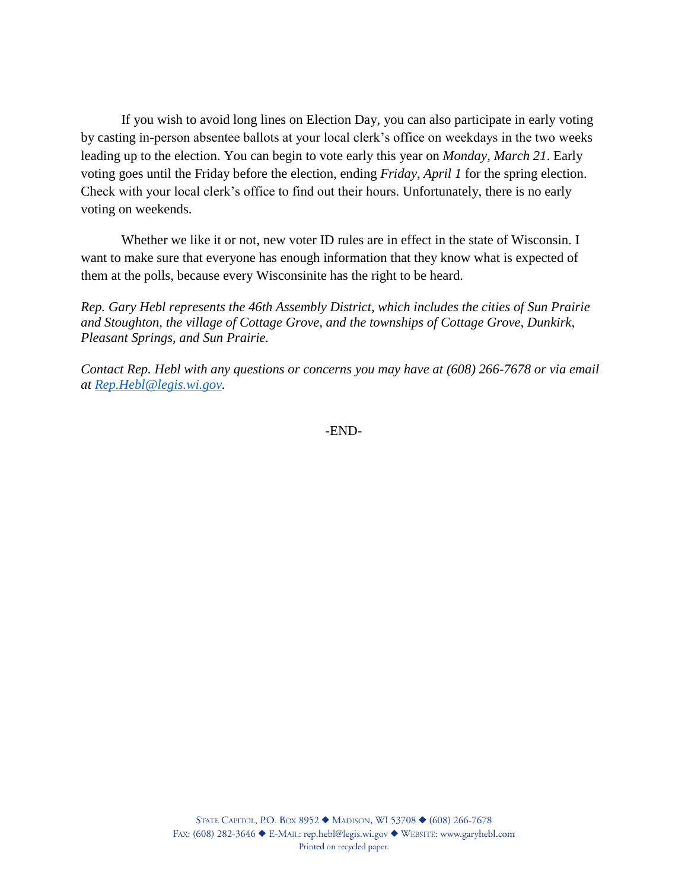If you wish to avoid long lines on Election Day, you can also participate in early voting by casting in-person absentee ballots at your local clerk's office on weekdays in the two weeks leading up to the election. You can begin to vote early this year on *Monday, March 21*. Early voting goes until the Friday before the election, ending *Friday, April 1* for the spring election. Check with your local clerk's office to find out their hours. Unfortunately, there is no early voting on weekends.

Whether we like it or not, new voter ID rules are in effect in the state of Wisconsin. I want to make sure that everyone has enough information that they know what is expected of them at the polls, because every Wisconsinite has the right to be heard.

*Rep. Gary Hebl represents the 46th Assembly District, which includes the cities of Sun Prairie and Stoughton, the village of Cottage Grove, and the townships of Cottage Grove, Dunkirk, Pleasant Springs, and Sun Prairie.*

*Contact Rep. Hebl with any questions or concerns you may have at (608) 266-7678 or via email at [Rep.Hebl@legis.wi.gov](mailto:Rep.Hebl@legis.wi.gov).*

-END-

STATE CAPITOL, P.O. BOX 8952 ◆ MADISON, WI 53708 ◆ (608) 266-7678
FAX: (608) 282-3646 ◆ E-MAIL: rep.hebl@legis.wi.gov ◆ WEBSITE: www.garyhebl.com
Printed on recycled paper.